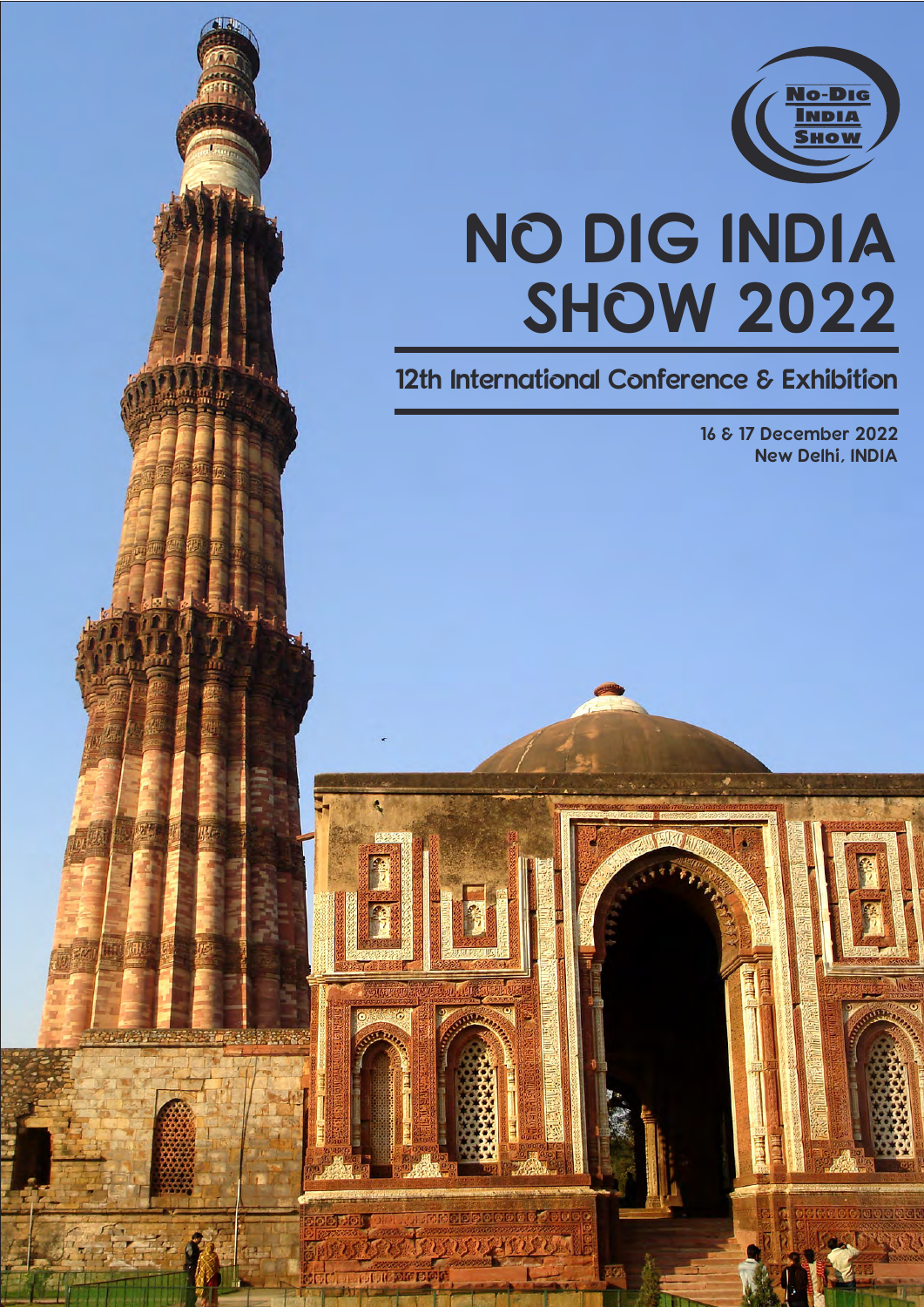No-Dig India Show

# NO DIG INDIA SHOW 2022

## 12th International Conference & Exhibition

**16 & 17 December 2022**
**New Delhi, INDIA**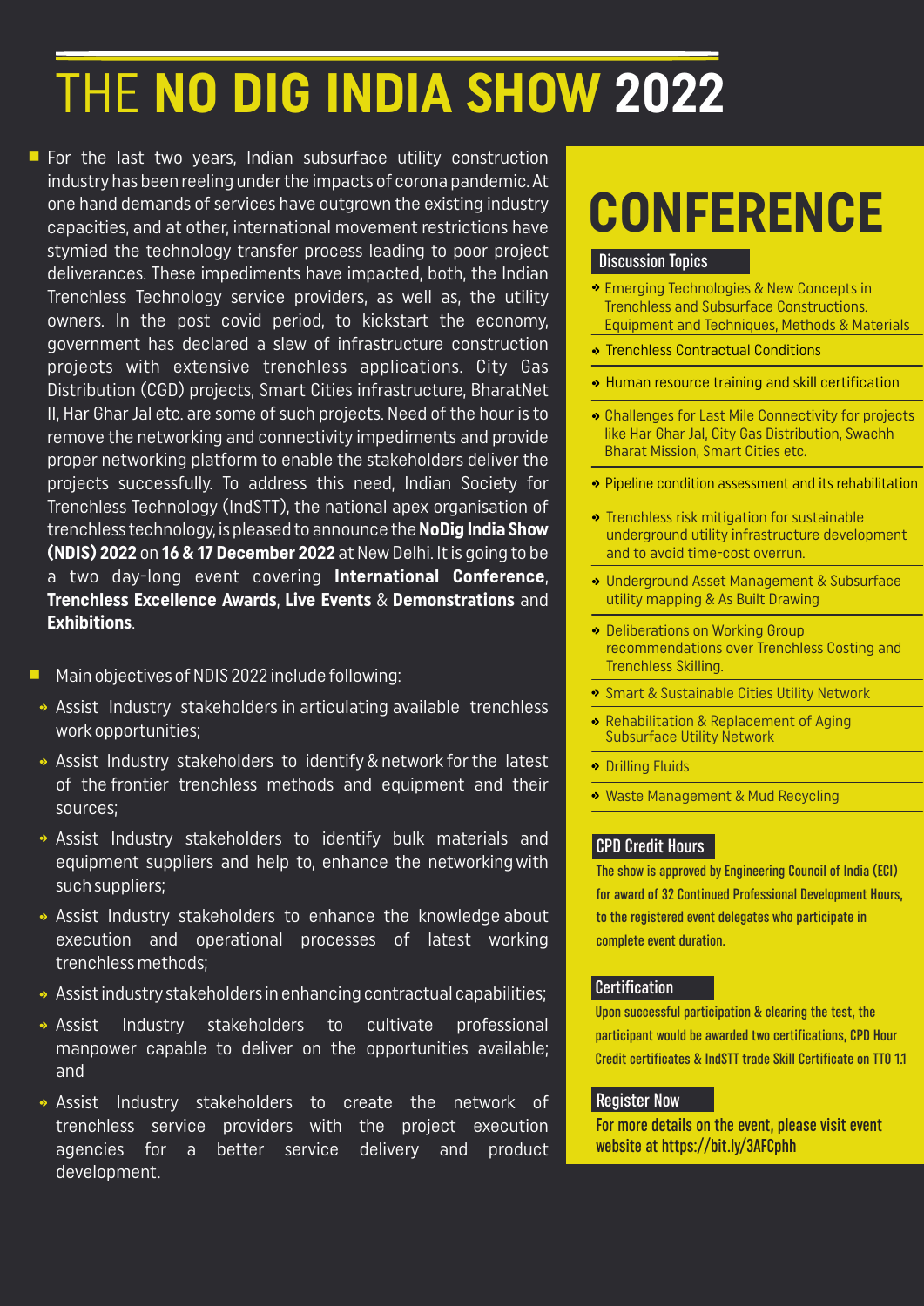# THE NO DIG INDIA SHOW 2022

- For the last two years, Indian subsurface utility construction industry has been reeling under the impacts of corona pandemic. At one hand demands of services have outgrown the existing industry capacities, and at other, international movement restrictions have stymied the technology transfer process leading to poor project deliverances. These impediments have impacted, both, the Indian Trenchless Technology service providers, as well as, the utility owners. In the post covid period, to kickstart the economy, government has declared a slew of infrastructure construction projects with extensive trenchless applications. City Gas Distribution (CGD) projects, Smart Cities infrastructure, BharatNet II, Har Ghar Jal etc. are some of such projects. Need of the hour is to remove the networking and connectivity impediments and provide proper networking platform to enable the stakeholders deliver the projects successfully. To address this need, Indian Society for Trenchless Technology (IndSTT), the national apex organisation of trenchless technology, is pleased to announce the **NoDig India Show (NDIS) 2022** on **16 & 17 December 2022** at New Delhi. It is going to be a two day-long event covering **International Conference**, **Trenchless Excellence Awards**, **Live Events** & **Demonstrations** and **Exhibitions**.

- Main objectives of NDIS 2022 include following:
  - Assist Industry stakeholders in articulating available trenchless work opportunities;
  - Assist Industry stakeholders to identify & network for the latest of the frontier trenchless methods and equipment and their sources;
  - Assist Industry stakeholders to identify bulk materials and equipment suppliers and help to, enhance the networking with such suppliers;
  - Assist Industry stakeholders to enhance the knowledge about execution and operational processes of latest working trenchless methods;
  - Assist industry stakeholders in enhancing contractual capabilities;
  - Assist Industry stakeholders to cultivate professional manpower capable to deliver on the opportunities available; and
  - Assist Industry stakeholders to create the network of trenchless service providers with the project execution agencies for a better service delivery and product development.

# CONFERENCE

## Discussion Topics

- Emerging Technologies & New Concepts in Trenchless and Subsurface Constructions. Equipment and Techniques, Methods & Materials
- Trenchless Contractual Conditions
- Human resource training and skill certification
- Challenges for Last Mile Connectivity for projects like Har Ghar Jal, City Gas Distribution, Swachh Bharat Mission, Smart Cities etc.
- Pipeline condition assessment and its rehabilitation
- Trenchless risk mitigation for sustainable underground utility infrastructure development and to avoid time-cost overrun.
- Underground Asset Management & Subsurface utility mapping & As Built Drawing
- Deliberations on Working Group recommendations over Trenchless Costing and Trenchless Skilling.
- Smart & Sustainable Cities Utility Network
- Rehabilitation & Replacement of Aging Subsurface Utility Network
- Drilling Fluids
- Waste Management & Mud Recycling

## CPD Credit Hours

The show is approved by Engineering Council of India (ECI) for award of 32 Continued Professional Development Hours, to the registered event delegates who participate in complete event duration.

## Certification

Upon successful participation & clearing the test, the participant would be awarded two certifications, CPD Hour Credit certificates & IndSTT trade Skill Certificate on TTO 1.1

## Register Now

For more details on the event, please visit event website at https://bit.ly/3AFCphh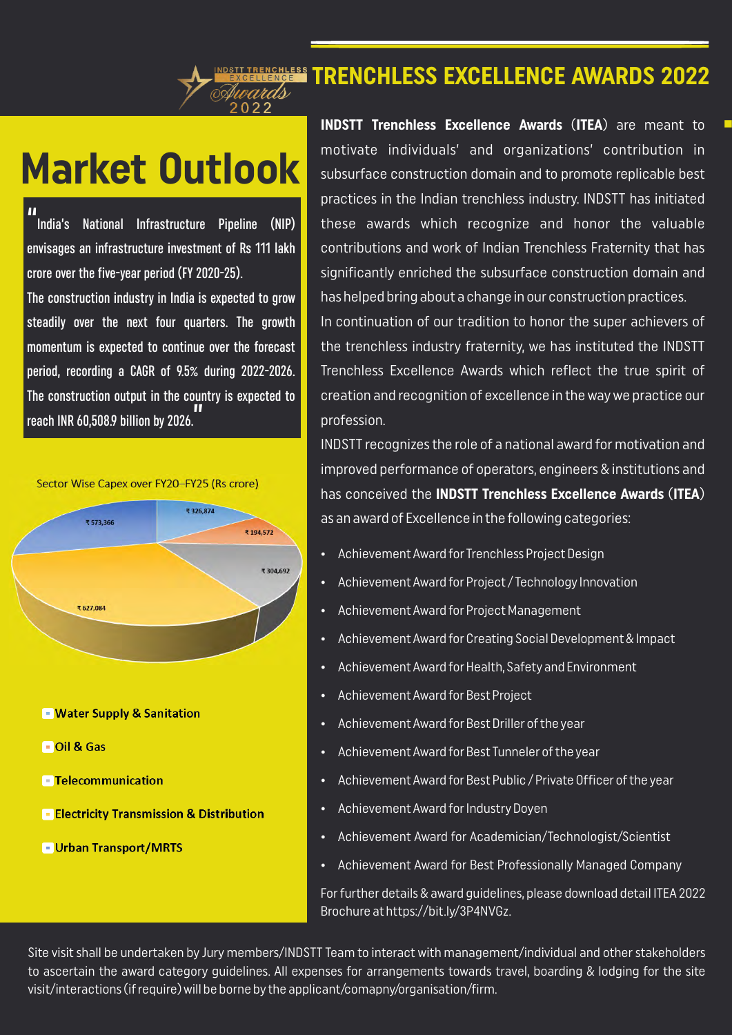# TRENCHLESS EXCELLENCE AWARDS 2022

## Market Outlook

"India's National Infrastructure Pipeline (NIP) envisages an infrastructure investment of Rs 111 lakh crore over the five-year period (FY 2020-25).
The construction industry in India is expected to grow steadily over the next four quarters. The growth momentum is expected to continue over the forecast period, recording a CAGR of 9.5% during 2022-2026. The construction output in the country is expected to reach INR 60,508.9 billion by 2026."

Sector Wise Capex over FY20–FY25 (Rs crore)

- ₹ 326,874
- ₹ 194,572
- ₹ 304,692
- ₹ 627,084
- ₹ 573,366

- Water Supply & Sanitation
- Oil & Gas
- Telecommunication
- Electricity Transmission & Distribution
- Urban Transport/MRTS

**INDSTT Trenchless Excellence Awards** (**ITEA**) are meant to motivate individuals' and organizations' contribution in subsurface construction domain and to promote replicable best practices in the Indian trenchless industry. INDSTT has initiated these awards which recognize and honor the valuable contributions and work of Indian Trenchless Fraternity that has significantly enriched the subsurface construction domain and has helped bring about a change in our construction practices.

In continuation of our tradition to honor the super achievers of the trenchless industry fraternity, we has instituted the INDSTT Trenchless Excellence Awards which reflect the true spirit of creation and recognition of excellence in the way we practice our profession.

INDSTT recognizes the role of a national award for motivation and improved performance of operators, engineers & institutions and has conceived the **INDSTT Trenchless Excellence Awards** (**ITEA**) as an award of Excellence in the following categories:

- Achievement Award for Trenchless Project Design
- Achievement Award for Project / Technology Innovation
- Achievement Award for Project Management
- Achievement Award for Creating Social Development & Impact
- Achievement Award for Health, Safety and Environment
- Achievement Award for Best Project
- Achievement Award for Best Driller of the year
- Achievement Award for Best Tunneler of the year
- Achievement Award for Best Public / Private Officer of the year
- Achievement Award for Industry Doyen
- Achievement Award for Academician/Technologist/Scientist
- Achievement Award for Best Professionally Managed Company

For further details & award guidelines, please download detail ITEA 2022 Brochure at https://bit.ly/3P4NVGz.

Site visit shall be undertaken by Jury members/INDSTT Team to interact with management/individual and other stakeholders to ascertain the award category guidelines. All expenses for arrangements towards travel, boarding & lodging for the site visit/interactions (if require) will be borne by the applicant/comapny/organisation/firm.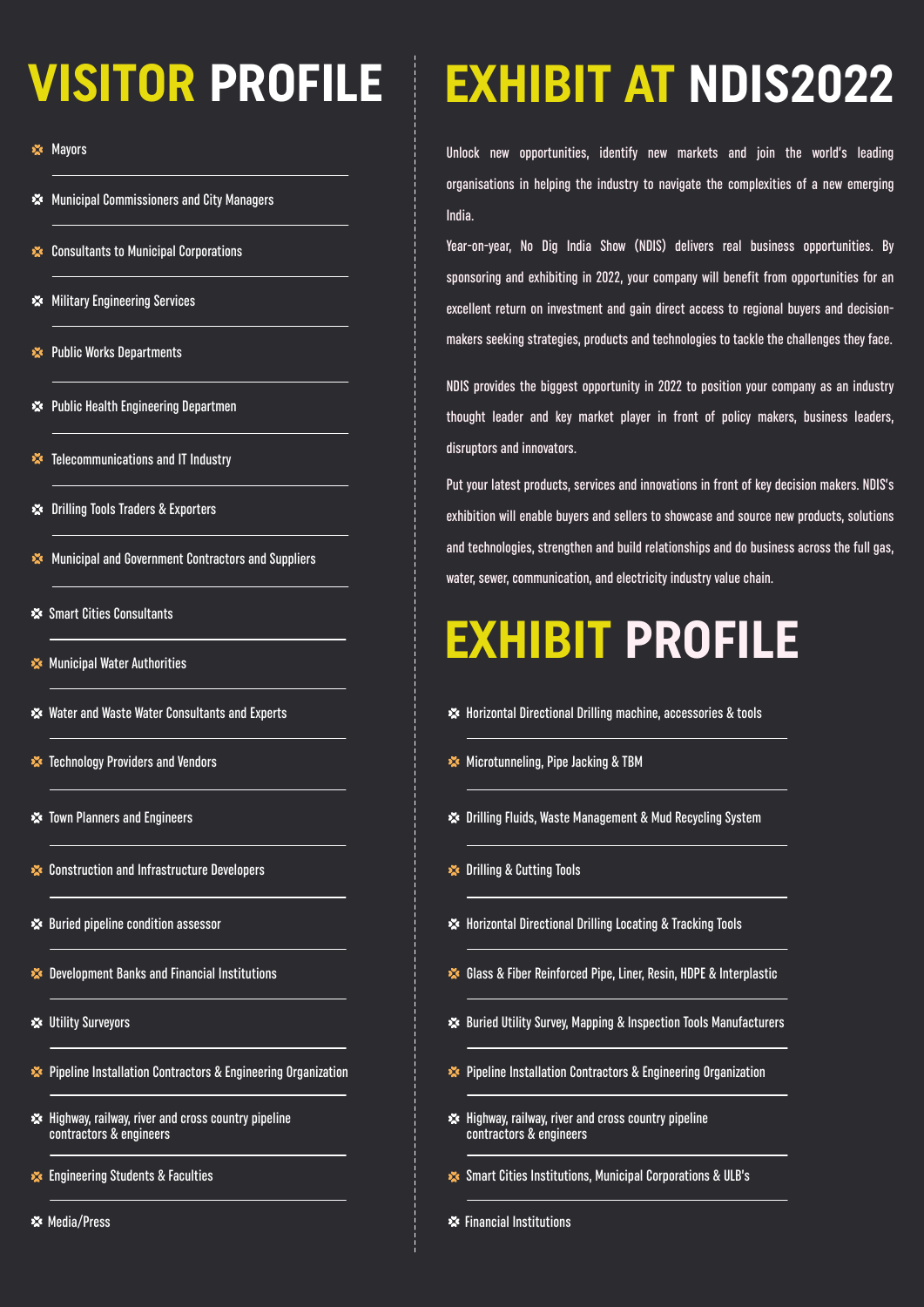# VISITOR PROFILE

- Mayors
- Municipal Commissioners and City Managers
- Consultants to Municipal Corporations
- Military Engineering Services
- Public Works Departments
- Public Health Engineering Departmen
- Telecommunications and IT Industry
- Drilling Tools Traders & Exporters
- Municipal and Government Contractors and Suppliers
- Smart Cities Consultants
- Municipal Water Authorities
- Water and Waste Water Consultants and Experts
- Technology Providers and Vendors
- Town Planners and Engineers
- Construction and Infrastructure Developers
- Buried pipeline condition assessor
- Development Banks and Financial Institutions
- Utility Surveyors
- Pipeline Installation Contractors & Engineering Organization
- Highway, railway, river and cross country pipeline contractors & engineers
- Engineering Students & Faculties
- Media/Press

# EXHIBIT AT NDIS2022

Unlock new opportunities, identify new markets and join the world's leading organisations in helping the industry to navigate the complexities of a new emerging India.

Year-on-year, No Dig India Show (NDIS) delivers real business opportunities. By sponsoring and exhibiting in 2022, your company will benefit from opportunities for an excellent return on investment and gain direct access to regional buyers and decision-makers seeking strategies, products and technologies to tackle the challenges they face.

NDIS provides the biggest opportunity in 2022 to position your company as an industry thought leader and key market player in front of policy makers, business leaders, disruptors and innovators.

Put your latest products, services and innovations in front of key decision makers. NDIS's exhibition will enable buyers and sellers to showcase and source new products, solutions and technologies, strengthen and build relationships and do business across the full gas, water, sewer, communication, and electricity industry value chain.

# EXHIBIT PROFILE

- Horizontal Directional Drilling machine, accessories & tools
- Microtunneling, Pipe Jacking & TBM
- Drilling Fluids, Waste Management & Mud Recycling System
- Drilling & Cutting Tools
- Horizontal Directional Drilling Locating & Tracking Tools
- Glass & Fiber Reinforced Pipe, Liner, Resin, HDPE & Interplastic
- Buried Utility Survey, Mapping & Inspection Tools Manufacturers
- Pipeline Installation Contractors & Engineering Organization
- Highway, railway, river and cross country pipeline contractors & engineers
- Smart Cities Institutions, Municipal Corporations & ULB's
- Financial Institutions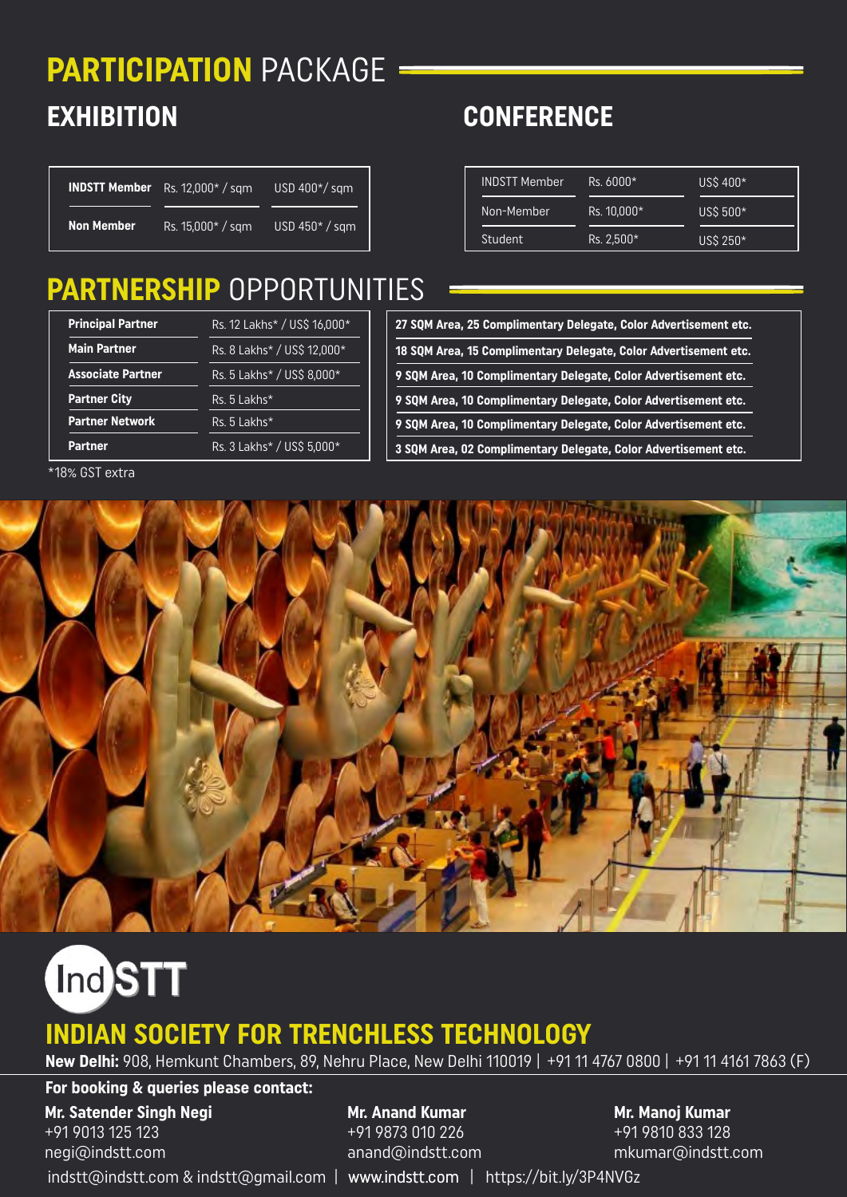# PARTICIPATION PACKAGE

## EXHIBITION

| | | |
|---|---|---|
| **INDSTT Member** | Rs. 12,000* / sqm | USD 400*/ sqm |
| **Non Member** | Rs. 15,000* / sqm | USD 450* / sqm |

## CONFERENCE

| | | |
|---|---|---|
| INDSTT Member | Rs. 6000* | US$ 400* |
| Non-Member | Rs. 10,000* | US$ 500* |
| Student | Rs. 2,500* | US$ 250* |

# PARTNERSHIP OPPORTUNITIES

| | | |
|---|---|---|
| **Principal Partner** | Rs. 12 Lakhs* / US$ 16,000* | **27 SQM Area, 25 Complimentary Delegate, Color Advertisement etc.** |
| **Main Partner** | Rs. 8 Lakhs* / US$ 12,000* | **18 SQM Area, 15 Complimentary Delegate, Color Advertisement etc.** |
| **Associate Partner** | Rs. 5 Lakhs* / US$ 8,000* | **9 SQM Area, 10 Complimentary Delegate, Color Advertisement etc.** |
| **Partner City** | Rs. 5 Lakhs* | **9 SQM Area, 10 Complimentary Delegate, Color Advertisement etc.** |
| **Partner Network** | Rs. 5 Lakhs* | **9 SQM Area, 10 Complimentary Delegate, Color Advertisement etc.** |
| **Partner** | Rs. 3 Lakhs* / US$ 5,000* | **3 SQM Area, 02 Complimentary Delegate, Color Advertisement etc.** |

*18% GST extra

IndSTT

## INDIAN SOCIETY FOR TRENCHLESS TECHNOLOGY

**New Delhi:** 908, Hemkunt Chambers, 89, Nehru Place, New Delhi 110019 | +91 11 4767 0800 | +91 11 4161 7863 (F)

**For booking & queries please contact:**

**Mr. Satender Singh Negi**
+91 9013 125 123
negi@indstt.com

**Mr. Anand Kumar**
+91 9873 010 226
anand@indstt.com

**Mr. Manoj Kumar**
+91 9810 833 128
mkumar@indstt.com

indstt@indstt.com & indstt@gmail.com | www.indstt.com | https://bit.ly/3P4NVGz